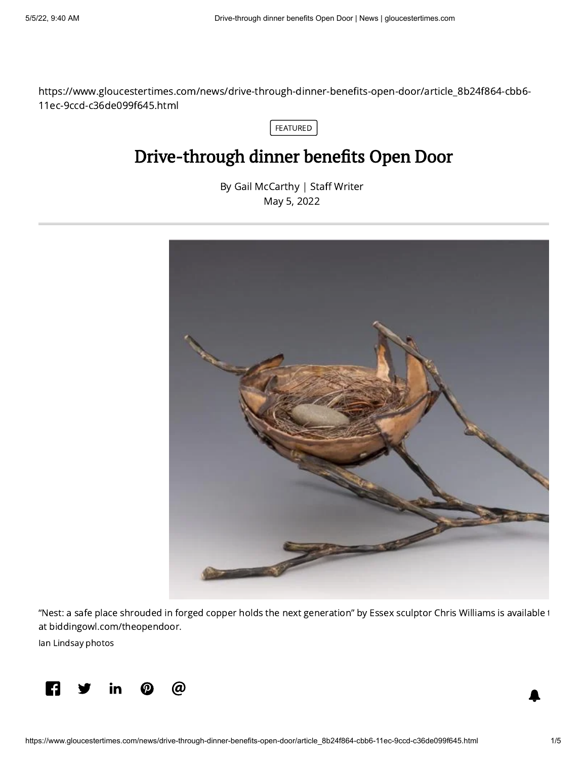https://www.gloucestertimes.com/news/drive-through-dinner-benefits-open-door/article_8b24f864-cbb6-11ec-9ccd-c36de099f645.html

FEATURED

# Drive-through dinner benefits Open Door

By Gail McCarthy | Staff Writer
May 5, 2022

"Nest: a safe place shrouded in forged copper holds the next generation" by Essex sculptor Chris Williams is available t at biddingowl.com/theopendoor.

Ian Lindsay photos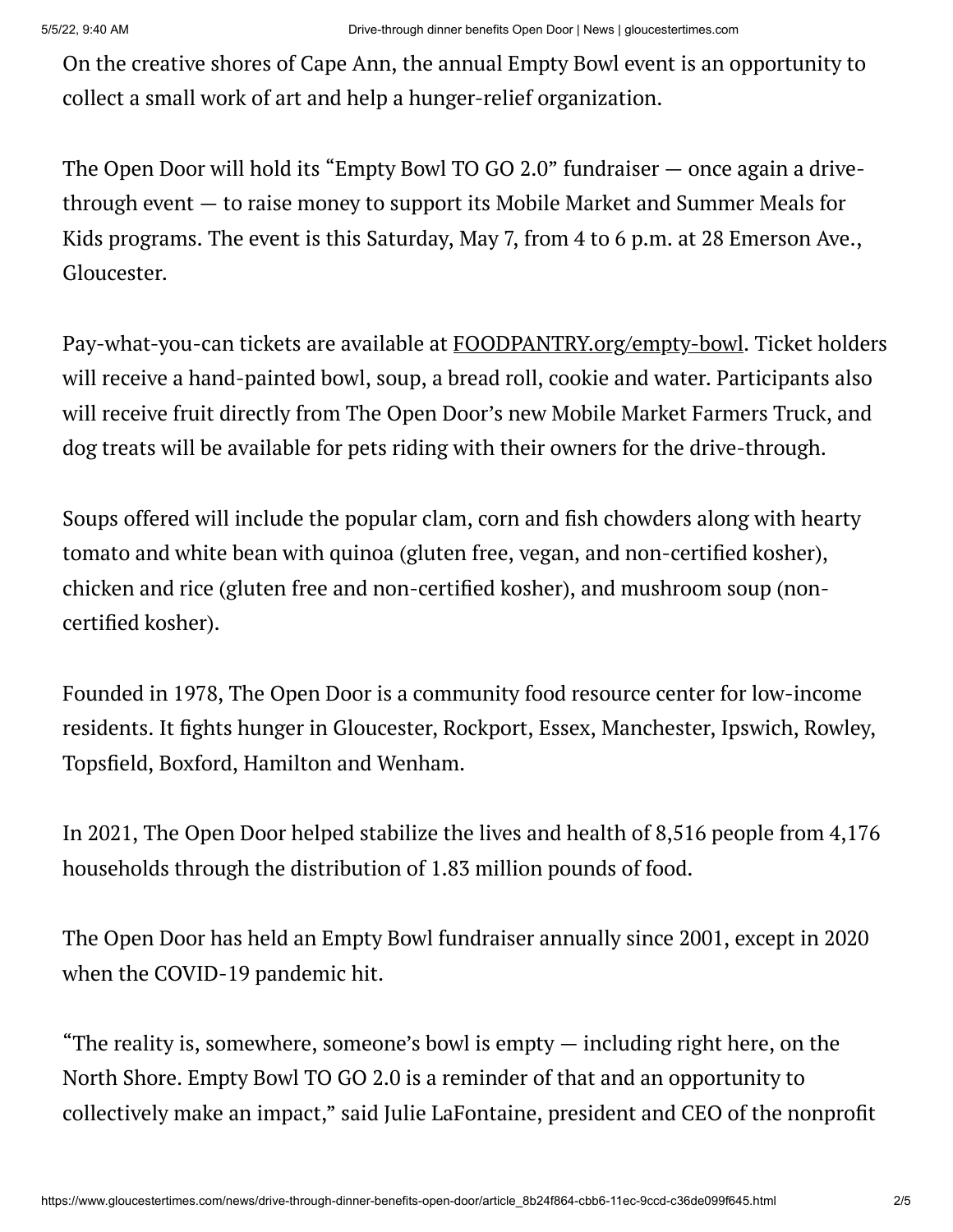On the creative shores of Cape Ann, the annual Empty Bowl event is an opportunity to collect a small work of art and help a hunger-relief organization.

The Open Door will hold its "Empty Bowl TO GO 2.0" fundraiser — once again a drive-through event — to raise money to support its Mobile Market and Summer Meals for Kids programs. The event is this Saturday, May 7, from 4 to 6 p.m. at 28 Emerson Ave., Gloucester.

Pay-what-you-can tickets are available at FOODPANTRY.org/empty-bowl. Ticket holders will receive a hand-painted bowl, soup, a bread roll, cookie and water. Participants also will receive fruit directly from The Open Door's new Mobile Market Farmers Truck, and dog treats will be available for pets riding with their owners for the drive-through.

Soups offered will include the popular clam, corn and fish chowders along with hearty tomato and white bean with quinoa (gluten free, vegan, and non-certified kosher), chicken and rice (gluten free and non-certified kosher), and mushroom soup (non-certified kosher).

Founded in 1978, The Open Door is a community food resource center for low-income residents. It fights hunger in Gloucester, Rockport, Essex, Manchester, Ipswich, Rowley, Topsfield, Boxford, Hamilton and Wenham.

In 2021, The Open Door helped stabilize the lives and health of 8,516 people from 4,176 households through the distribution of 1.83 million pounds of food.

The Open Door has held an Empty Bowl fundraiser annually since 2001, except in 2020 when the COVID-19 pandemic hit.

"The reality is, somewhere, someone's bowl is empty — including right here, on the North Shore. Empty Bowl TO GO 2.0 is a reminder of that and an opportunity to collectively make an impact," said Julie LaFontaine, president and CEO of the nonprofit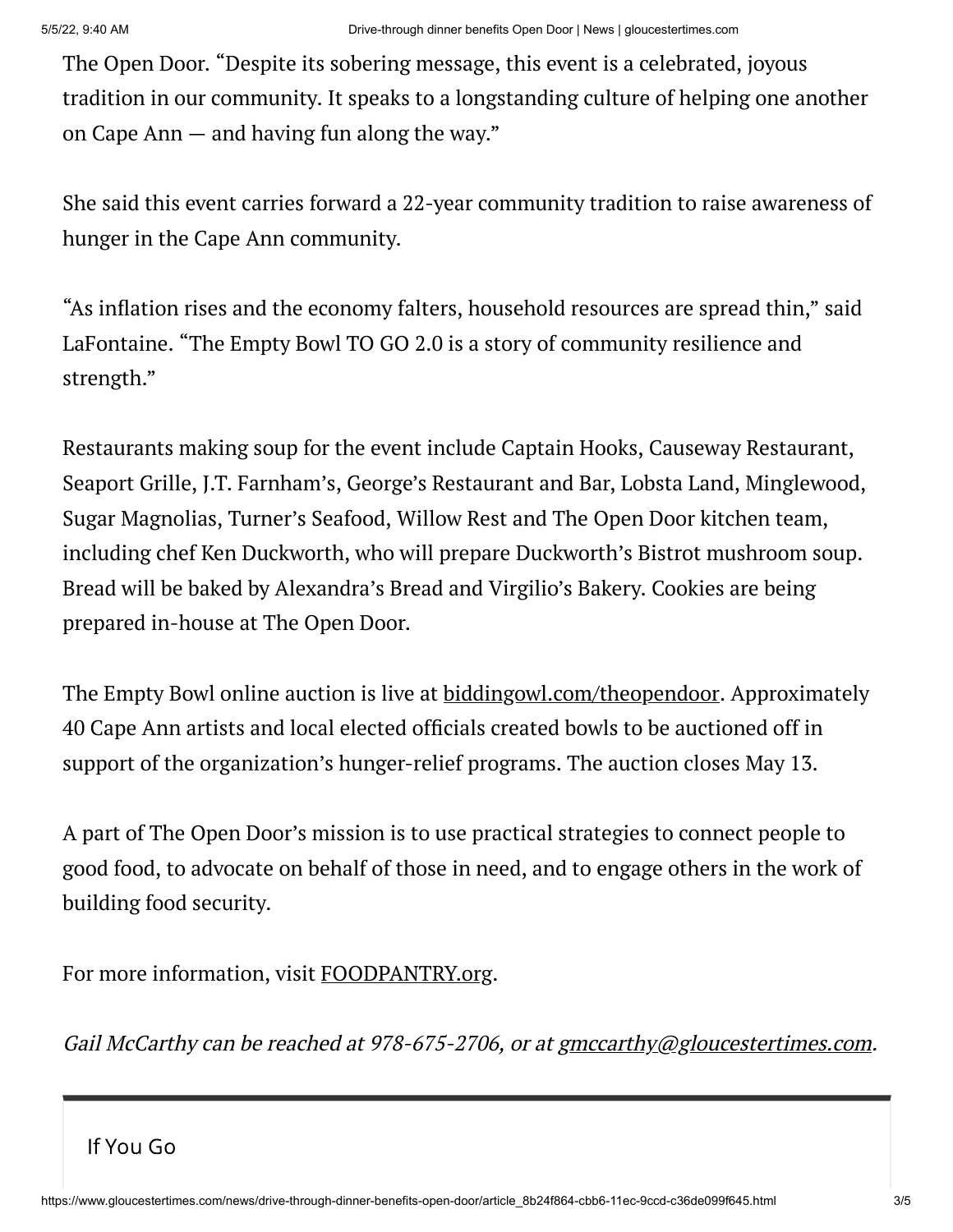The Open Door. "Despite its sobering message, this event is a celebrated, joyous tradition in our community. It speaks to a longstanding culture of helping one another on Cape Ann — and having fun along the way."

She said this event carries forward a 22-year community tradition to raise awareness of hunger in the Cape Ann community.

"As inflation rises and the economy falters, household resources are spread thin," said LaFontaine. "The Empty Bowl TO GO 2.0 is a story of community resilience and strength."

Restaurants making soup for the event include Captain Hooks, Causeway Restaurant, Seaport Grille, J.T. Farnham's, George's Restaurant and Bar, Lobsta Land, Minglewood, Sugar Magnolias, Turner's Seafood, Willow Rest and The Open Door kitchen team, including chef Ken Duckworth, who will prepare Duckworth's Bistrot mushroom soup. Bread will be baked by Alexandra's Bread and Virgilio's Bakery. Cookies are being prepared in-house at The Open Door.

The Empty Bowl online auction is live at biddingowl.com/theopendoor. Approximately 40 Cape Ann artists and local elected officials created bowls to be auctioned off in support of the organization's hunger-relief programs. The auction closes May 13.

A part of The Open Door's mission is to use practical strategies to connect people to good food, to advocate on behalf of those in need, and to engage others in the work of building food security.

For more information, visit FOODPANTRY.org.

*Gail McCarthy can be reached at 978-675-2706, or at gmccarthy@gloucestertimes.com.*

---

If You Go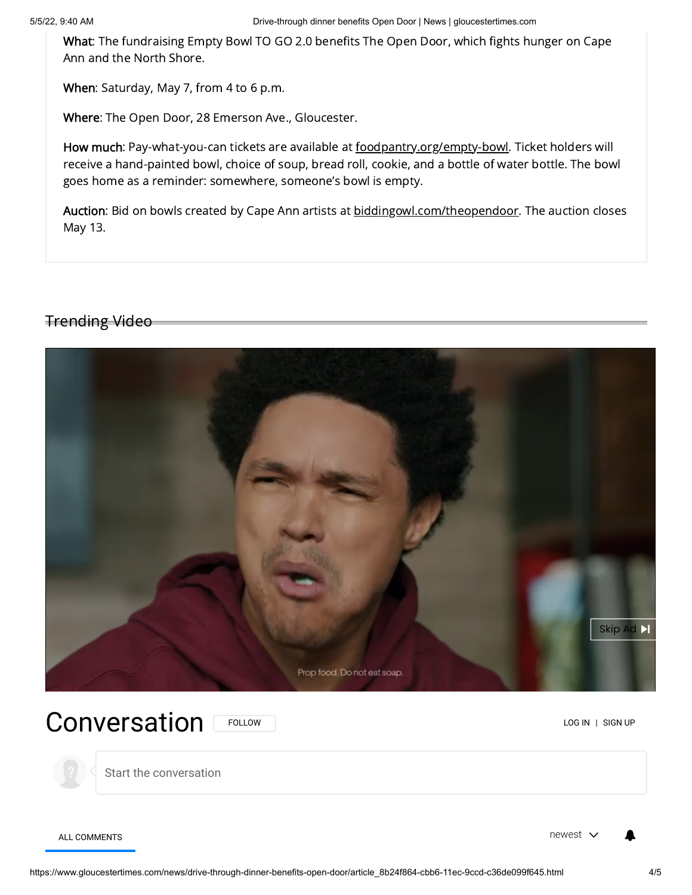**What**: The fundraising Empty Bowl TO GO 2.0 benefits The Open Door, which fights hunger on Cape Ann and the North Shore.

**When**: Saturday, May 7, from 4 to 6 p.m.

**Where**: The Open Door, 28 Emerson Ave., Gloucester.

**How much**: Pay-what-you-can tickets are available at foodpantry.org/empty-bowl. Ticket holders will receive a hand-painted bowl, choice of soup, bread roll, cookie, and a bottle of water bottle. The bowl goes home as a reminder: somewhere, someone's bowl is empty.

**Auction**: Bid on bowls created by Cape Ann artists at biddingowl.com/theopendoor. The auction closes May 13.

## Trending Video

Skip Ad

Prop food. Do not eat soap.

# Conversation

FOLLOW

LOG IN | SIGN UP

Start the conversation

ALL COMMENTS

newest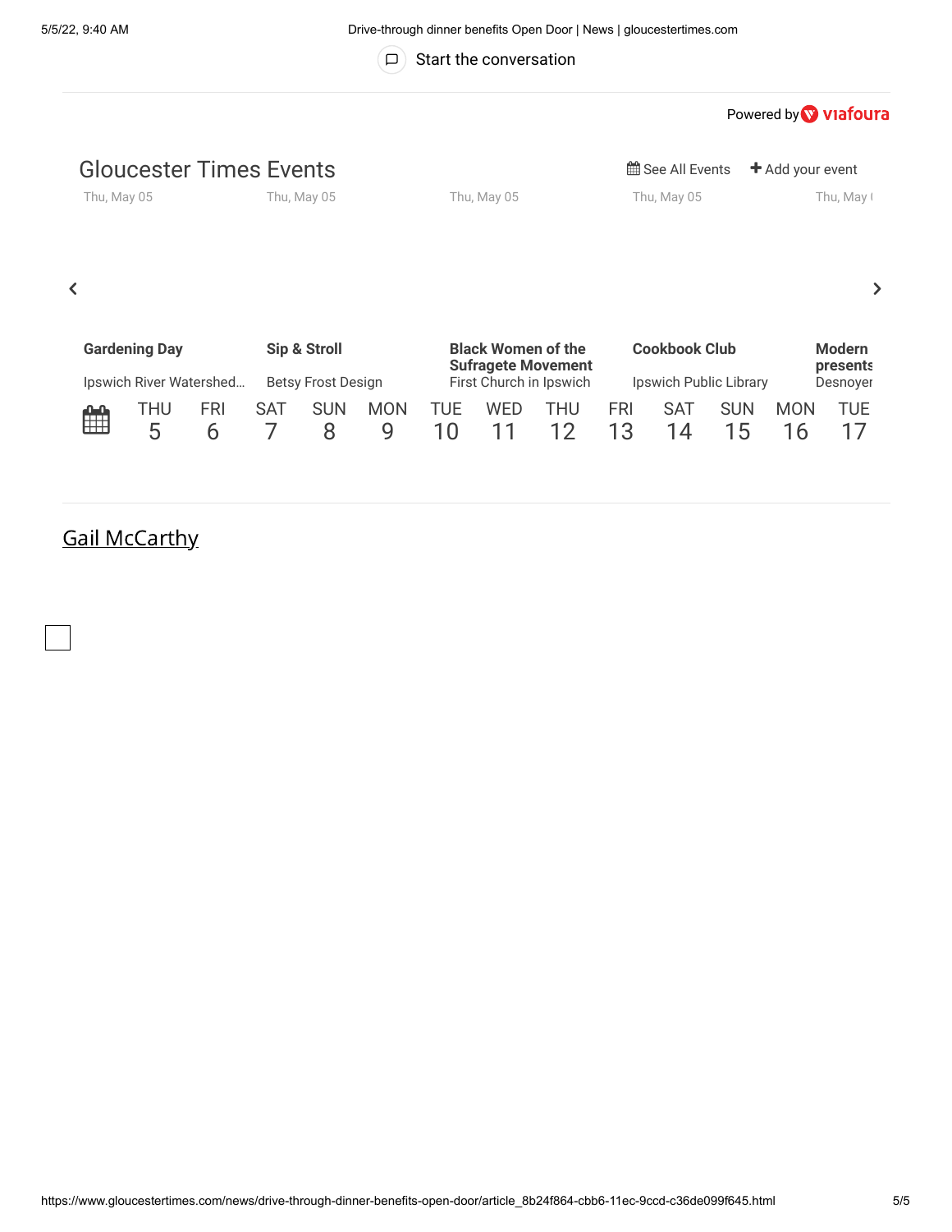Start the conversation

Powered by viafoura

## Gloucester Times Events

See All Events

Add your event

Thu, May 05

**Gardening Day**

Ipswich River Watershed...

Thu, May 05

**Sip & Stroll**

Betsy Frost Design

Thu, May 05

**Black Women of the Sufragete Movement**

First Church in Ipswich

Thu, May 05

**Cookbook Club**

Ipswich Public Library

Thu, May (

**Modern presents**

Desnoyer

THU 5 FRI 6 SAT 7 SUN 8 MON 9 TUE 10 WED 11 THU 12 FRI 13 SAT 14 SUN 15 MON 16 TUE 17

Gail McCarthy